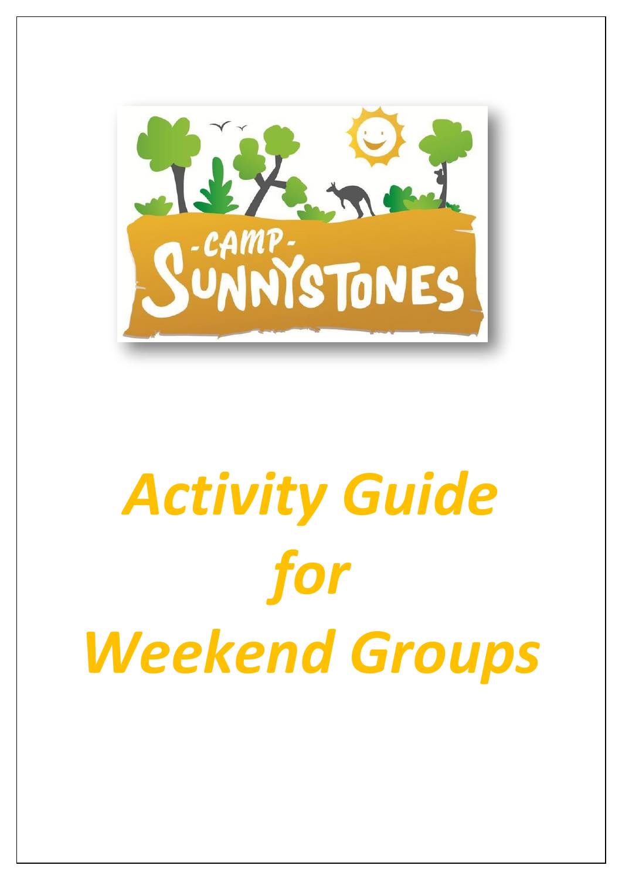-CAMP- SUNNYSTONES

# *Activity Guide for Weekend Groups*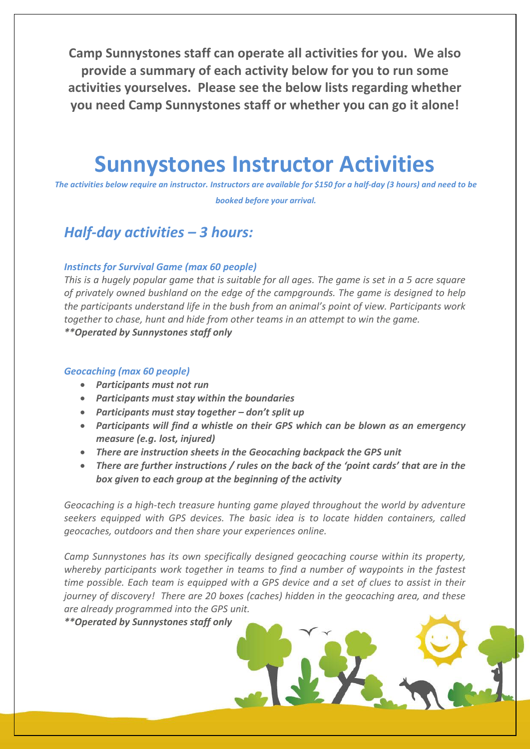**Camp Sunnystones staff can operate all activities for you. We also provide a summary of each activity below for you to run some activities yourselves. Please see the below lists regarding whether you need Camp Sunnystones staff or whether you can go it alone!**

# Sunnystones Instructor Activities

*The activities below require an instructor. Instructors are available for $150 for a half-day (3 hours) and need to be booked before your arrival.*

## *Half-day activities – 3 hours:*

### *Instincts for Survival Game (max 60 people)*

*This is a hugely popular game that is suitable for all ages. The game is set in a 5 acre square of privately owned bushland on the edge of the campgrounds. The game is designed to help the participants understand life in the bush from an animal's point of view. Participants work together to chase, hunt and hide from other teams in an attempt to win the game.*
***\*\*Operated by Sunnystones staff only***

### *Geocaching (max 60 people)*

- ***Participants must not run***
- ***Participants must stay within the boundaries***
- ***Participants must stay together – don't split up***
- ***Participants will find a whistle on their GPS which can be blown as an emergency measure (e.g. lost, injured)***
- ***There are instruction sheets in the Geocaching backpack the GPS unit***
- ***There are further instructions / rules on the back of the 'point cards' that are in the box given to each group at the beginning of the activity***

*Geocaching is a high-tech treasure hunting game played throughout the world by adventure seekers equipped with GPS devices. The basic idea is to locate hidden containers, called geocaches, outdoors and then share your experiences online.*

*Camp Sunnystones has its own specifically designed geocaching course within its property, whereby participants work together in teams to find a number of waypoints in the fastest time possible. Each team is equipped with a GPS device and a set of clues to assist in their journey of discovery! There are 20 boxes (caches) hidden in the geocaching area, and these are already programmed into the GPS unit.*
***\*\*Operated by Sunnystones staff only***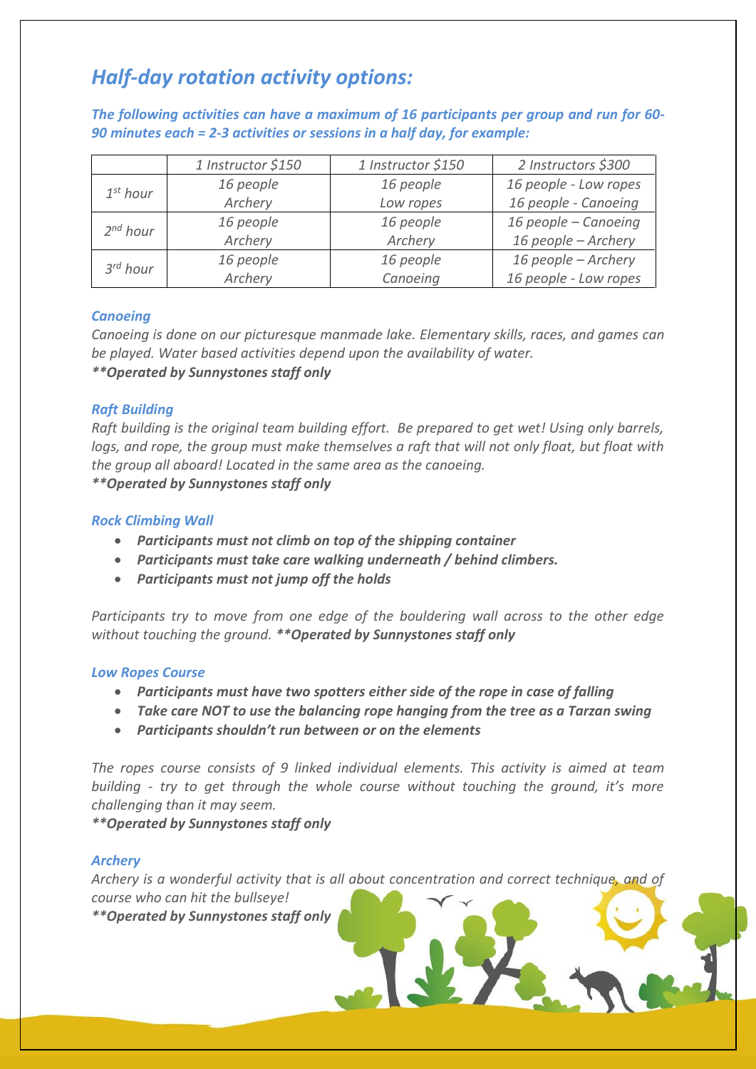## *Half-day rotation activity options:*

***The following activities can have a maximum of 16 participants per group and run for 60-90 minutes each = 2-3 activities or sessions in a half day, for example:***

| | *1 Instructor $150* | *1 Instructor $150* | *2 Instructors $300* |
|---|---|---|---|
| *1st hour* | *16 people*<br>*Archery* | *16 people*<br>*Low ropes* | *16 people - Low ropes*<br>*16 people - Canoeing* |
| *2nd hour* | *16 people*<br>*Archery* | *16 people*<br>*Archery* | *16 people – Canoeing*<br>*16 people – Archery* |
| *3rd hour* | *16 people*<br>*Archery* | *16 people*<br>*Canoeing* | *16 people – Archery*<br>*16 people - Low ropes* |

### *Canoeing*

*Canoeing is done on our picturesque manmade lake. Elementary skills, races, and games can be played. Water based activities depend upon the availability of water.*
***\*\*Operated by Sunnystones staff only***

### *Raft Building*

*Raft building is the original team building effort. Be prepared to get wet! Using only barrels, logs, and rope, the group must make themselves a raft that will not only float, but float with the group all aboard! Located in the same area as the canoeing.*
***\*\*Operated by Sunnystones staff only***

### *Rock Climbing Wall*

- ***Participants must not climb on top of the shipping container***
- ***Participants must take care walking underneath / behind climbers.***
- ***Participants must not jump off the holds***

*Participants try to move from one edge of the bouldering wall across to the other edge without touching the ground.* ***\*\*Operated by Sunnystones staff only***

### *Low Ropes Course*

- ***Participants must have two spotters either side of the rope in case of falling***
- ***Take care NOT to use the balancing rope hanging from the tree as a Tarzan swing***
- ***Participants shouldn't run between or on the elements***

*The ropes course consists of 9 linked individual elements. This activity is aimed at team building - try to get through the whole course without touching the ground, it's more challenging than it may seem.*
***\*\*Operated by Sunnystones staff only***

### *Archery*

*Archery is a wonderful activity that is all about concentration and correct technique, and of course who can hit the bullseye!*
***\*\*Operated by Sunnystones staff only***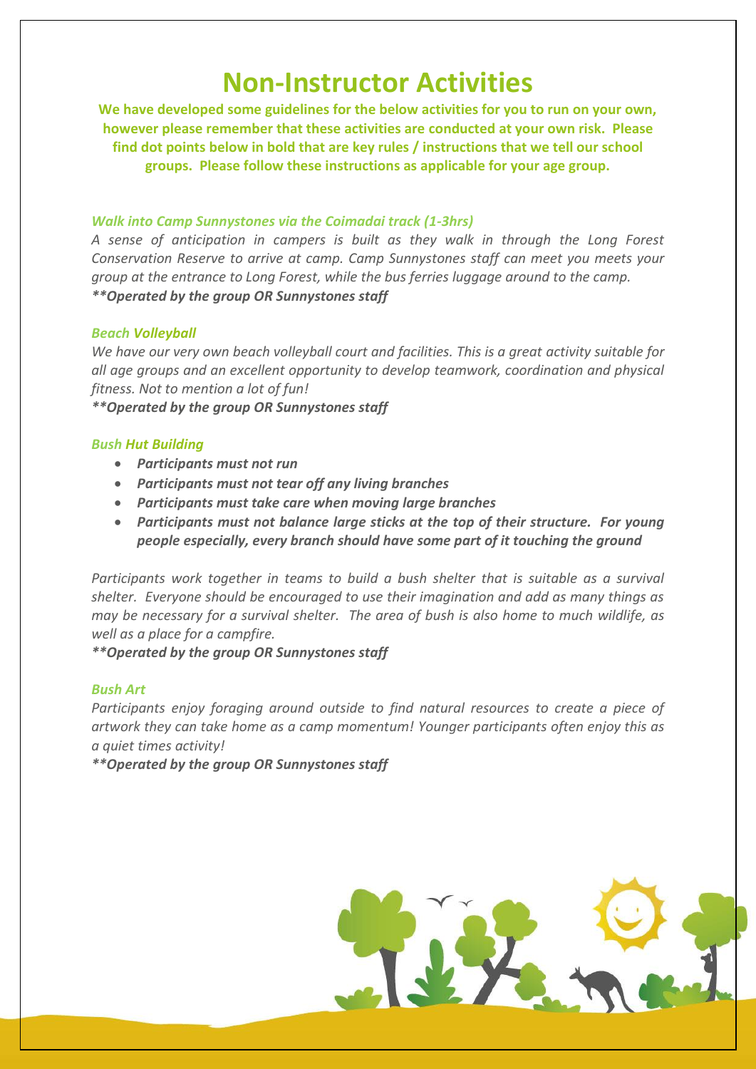# Non-Instructor Activities

**We have developed some guidelines for the below activities for you to run on your own, however please remember that these activities are conducted at your own risk. Please find dot points below in bold that are key rules / instructions that we tell our school groups. Please follow these instructions as applicable for your age group.**

### *Walk into Camp Sunnystones via the Coimadai track (1-3hrs)*

*A sense of anticipation in campers is built as they walk in through the Long Forest Conservation Reserve to arrive at camp. Camp Sunnystones staff can meet you meets your group at the entrance to Long Forest, while the bus ferries luggage around to the camp.*

***\*\*Operated by the group OR Sunnystones staff***

### *Beach Volleyball*

*We have our very own beach volleyball court and facilities. This is a great activity suitable for all age groups and an excellent opportunity to develop teamwork, coordination and physical fitness. Not to mention a lot of fun!*

***\*\*Operated by the group OR Sunnystones staff***

### *Bush Hut Building*

- ***Participants must not run***
- ***Participants must not tear off any living branches***
- ***Participants must take care when moving large branches***
- ***Participants must not balance large sticks at the top of their structure. For young people especially, every branch should have some part of it touching the ground***

*Participants work together in teams to build a bush shelter that is suitable as a survival shelter. Everyone should be encouraged to use their imagination and add as many things as may be necessary for a survival shelter. The area of bush is also home to much wildlife, as well as a place for a campfire.*

***\*\*Operated by the group OR Sunnystones staff***

### *Bush Art*

*Participants enjoy foraging around outside to find natural resources to create a piece of artwork they can take home as a camp momentum! Younger participants often enjoy this as a quiet times activity!*

***\*\*Operated by the group OR Sunnystones staff***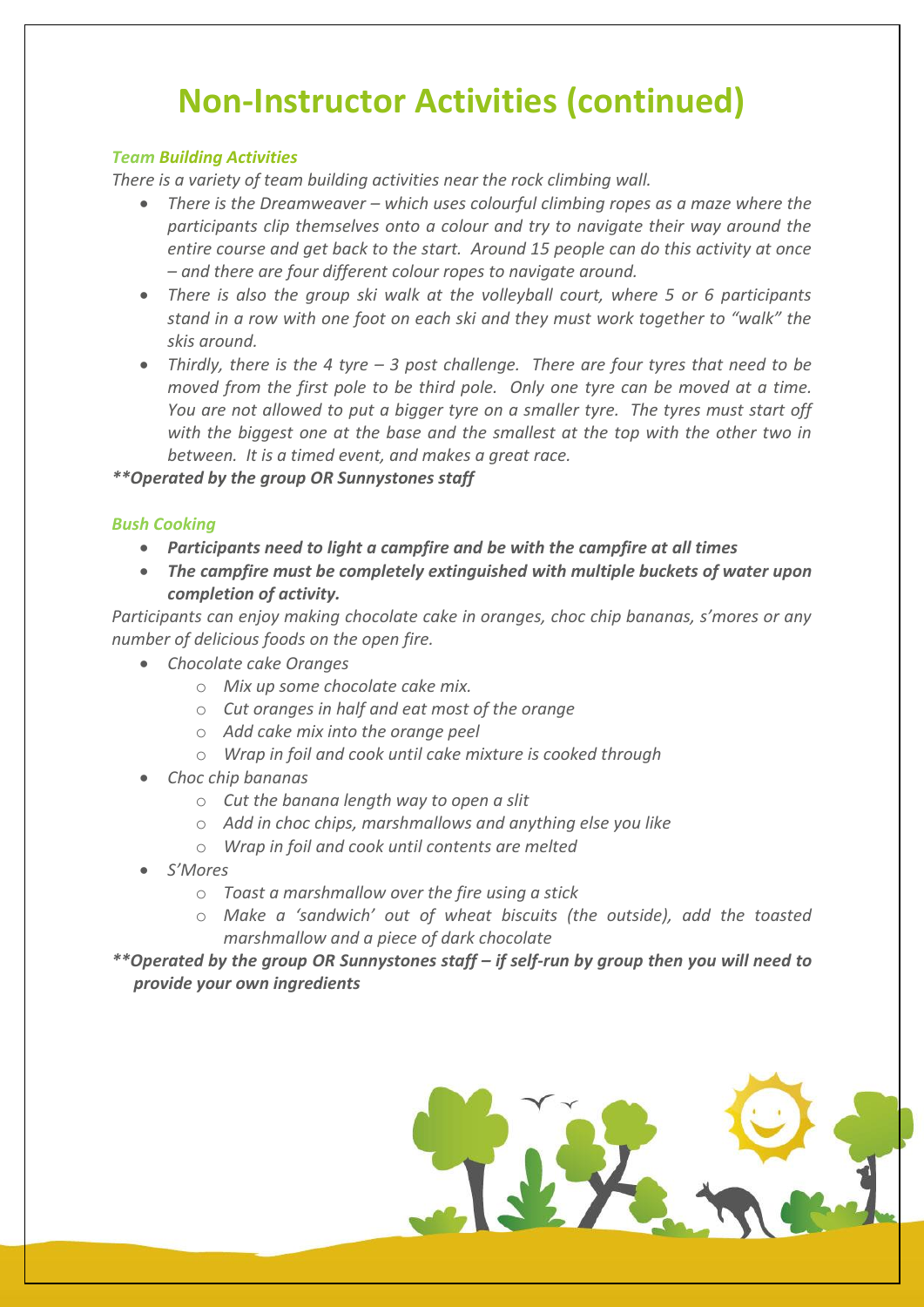# Non-Instructor Activities (continued)

***Team Building Activities***

*There is a variety of team building activities near the rock climbing wall.*

- *There is the Dreamweaver – which uses colourful climbing ropes as a maze where the participants clip themselves onto a colour and try to navigate their way around the entire course and get back to the start. Around 15 people can do this activity at once – and there are four different colour ropes to navigate around.*
- *There is also the group ski walk at the volleyball court, where 5 or 6 participants stand in a row with one foot on each ski and they must work together to "walk" the skis around.*
- *Thirdly, there is the 4 tyre – 3 post challenge. There are four tyres that need to be moved from the first pole to be third pole. Only one tyre can be moved at a time. You are not allowed to put a bigger tyre on a smaller tyre. The tyres must start off with the biggest one at the base and the smallest at the top with the other two in between. It is a timed event, and makes a great race.*

***\*\*Operated by the group OR Sunnystones staff***

***Bush Cooking***

- ***Participants need to light a campfire and be with the campfire at all times***
- ***The campfire must be completely extinguished with multiple buckets of water upon completion of activity.***

*Participants can enjoy making chocolate cake in oranges, choc chip bananas, s'mores or any number of delicious foods on the open fire.*

- *Chocolate cake Oranges*
  - *Mix up some chocolate cake mix.*
  - *Cut oranges in half and eat most of the orange*
  - *Add cake mix into the orange peel*
  - *Wrap in foil and cook until cake mixture is cooked through*
- *Choc chip bananas*
  - *Cut the banana length way to open a slit*
  - *Add in choc chips, marshmallows and anything else you like*
  - *Wrap in foil and cook until contents are melted*
- *S'Mores*
  - *Toast a marshmallow over the fire using a stick*
  - *Make a 'sandwich' out of wheat biscuits (the outside), add the toasted marshmallow and a piece of dark chocolate*

***\*\*Operated by the group OR Sunnystones staff – if self-run by group then you will need to provide your own ingredients***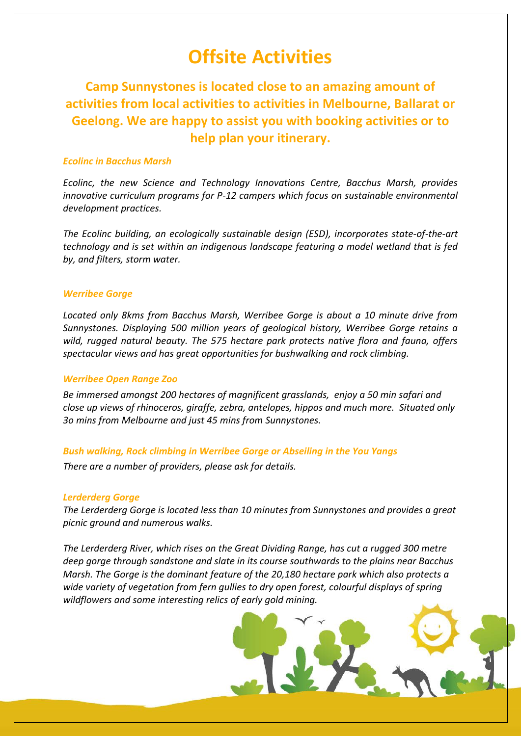# Offsite Activities

## Camp Sunnystones is located close to an amazing amount of activities from local activities to activities in Melbourne, Ballarat or Geelong. We are happy to assist you with booking activities or to help plan your itinerary.

### *Ecolinc in Bacchus Marsh*

*Ecolinc, the new Science and Technology Innovations Centre, Bacchus Marsh, provides innovative curriculum programs for P-12 campers which focus on sustainable environmental development practices.*

*The Ecolinc building, an ecologically sustainable design (ESD), incorporates state-of-the-art technology and is set within an indigenous landscape featuring a model wetland that is fed by, and filters, storm water.*

### *Werribee Gorge*

*Located only 8kms from Bacchus Marsh, Werribee Gorge is about a 10 minute drive from Sunnystones. Displaying 500 million years of geological history, Werribee Gorge retains a wild, rugged natural beauty. The 575 hectare park protects native flora and fauna, offers spectacular views and has great opportunities for bushwalking and rock climbing.*

### *Werribee Open Range Zoo*

*Be immersed amongst 200 hectares of magnificent grasslands, enjoy a 50 min safari and close up views of rhinoceros, giraffe, zebra, antelopes, hippos and much more. Situated only 3o mins from Melbourne and just 45 mins from Sunnystones.*

### *Bush walking, Rock climbing in Werribee Gorge or Abseiling in the You Yangs*

*There are a number of providers, please ask for details.*

### *Lerderderg Gorge*

*The Lerderderg Gorge is located less than 10 minutes from Sunnystones and provides a great picnic ground and numerous walks.*

*The Lerderderg River, which rises on the Great Dividing Range, has cut a rugged 300 metre deep gorge through sandstone and slate in its course southwards to the plains near Bacchus Marsh. The Gorge is the dominant feature of the 20,180 hectare park which also protects a wide variety of vegetation from fern gullies to dry open forest, colourful displays of spring wildflowers and some interesting relics of early gold mining.*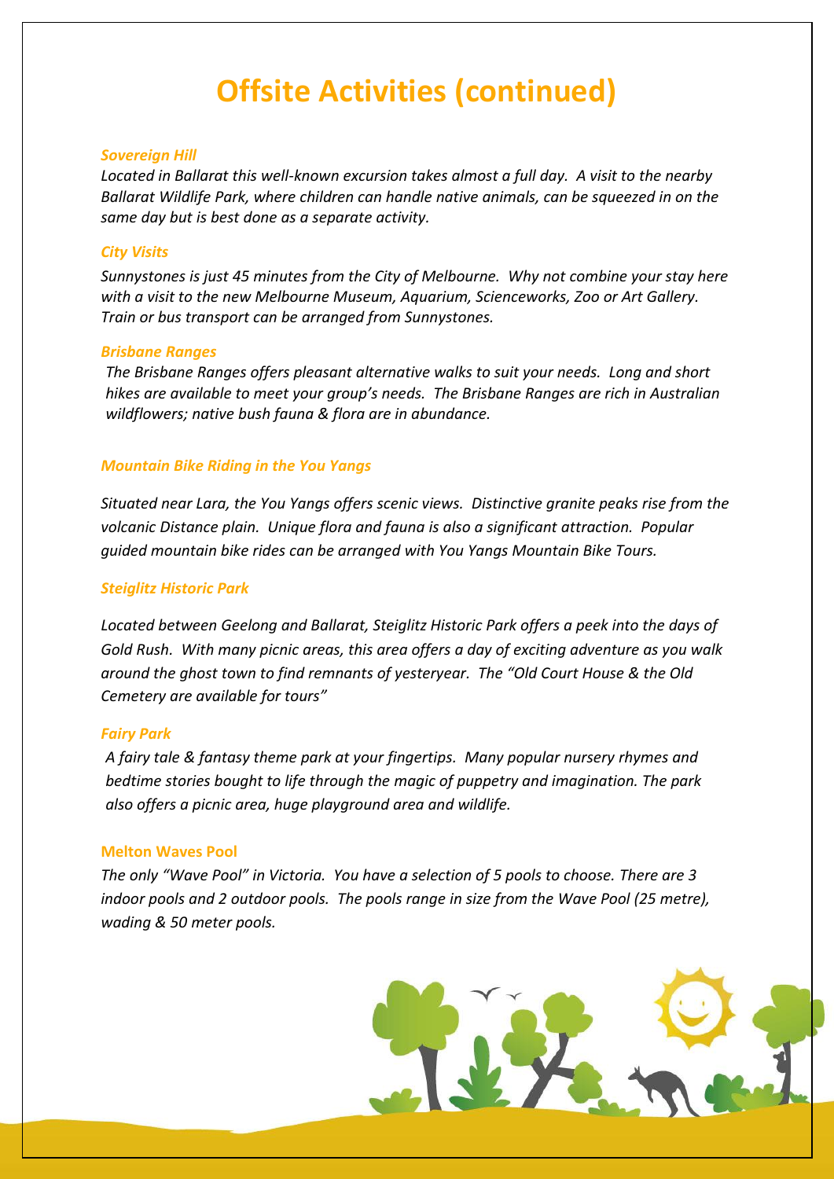# Offsite Activities (continued)

***Sovereign Hill***

*Located in Ballarat this well-known excursion takes almost a full day. A visit to the nearby Ballarat Wildlife Park, where children can handle native animals, can be squeezed in on the same day but is best done as a separate activity.*

***City Visits***

*Sunnystones is just 45 minutes from the City of Melbourne. Why not combine your stay here with a visit to the new Melbourne Museum, Aquarium, Scienceworks, Zoo or Art Gallery. Train or bus transport can be arranged from Sunnystones.*

***Brisbane Ranges***

*The Brisbane Ranges offers pleasant alternative walks to suit your needs. Long and short hikes are available to meet your group's needs. The Brisbane Ranges are rich in Australian wildflowers; native bush fauna & flora are in abundance.*

***Mountain Bike Riding in the You Yangs***

*Situated near Lara, the You Yangs offers scenic views. Distinctive granite peaks rise from the volcanic Distance plain. Unique flora and fauna is also a significant attraction. Popular guided mountain bike rides can be arranged with You Yangs Mountain Bike Tours.*

***Steiglitz Historic Park***

*Located between Geelong and Ballarat, Steiglitz Historic Park offers a peek into the days of Gold Rush. With many picnic areas, this area offers a day of exciting adventure as you walk around the ghost town to find remnants of yesteryear. The "Old Court House & the Old Cemetery are available for tours"*

***Fairy Park***

*A fairy tale & fantasy theme park at your fingertips. Many popular nursery rhymes and bedtime stories bought to life through the magic of puppetry and imagination. The park also offers a picnic area, huge playground area and wildlife.*

**Melton Waves Pool**

*The only "Wave Pool" in Victoria. You have a selection of 5 pools to choose. There are 3 indoor pools and 2 outdoor pools. The pools range in size from the Wave Pool (25 metre), wading & 50 meter pools.*